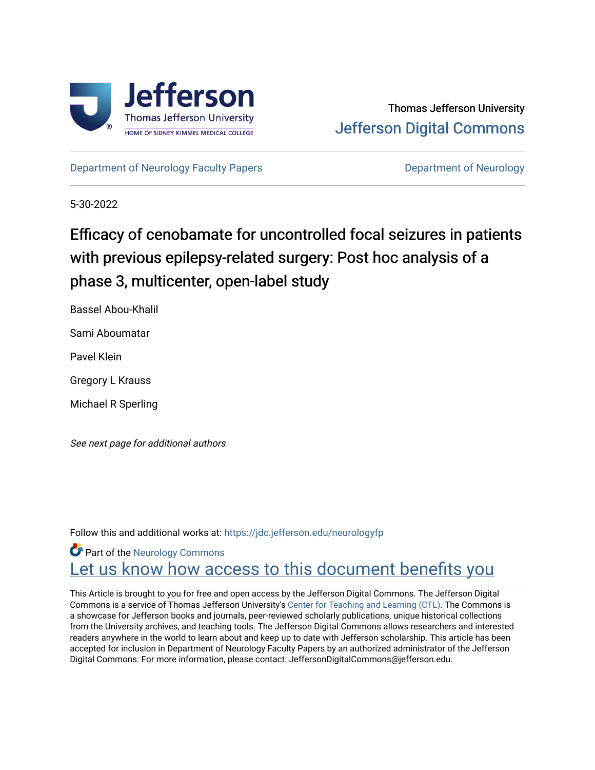Thomas Jefferson University

Jefferson Digital Commons

Department of Neurology Faculty Papers

Department of Neurology

5-30-2022

# Efficacy of cenobamate for uncontrolled focal seizures in patients with previous epilepsy-related surgery: Post hoc analysis of a phase 3, multicenter, open-label study

Bassel Abou-Khalil

Sami Aboumatar

Pavel Klein

Gregory L Krauss

Michael R Sperling

*See next page for additional authors*

Follow this and additional works at: https://jdc.jefferson.edu/neurologyfp

Part of the Neurology Commons

Let us know how access to this document benefits you

This Article is brought to you for free and open access by the Jefferson Digital Commons. The Jefferson Digital Commons is a service of Thomas Jefferson University's Center for Teaching and Learning (CTL). The Commons is a showcase for Jefferson books and journals, peer-reviewed scholarly publications, unique historical collections from the University archives, and teaching tools. The Jefferson Digital Commons allows researchers and interested readers anywhere in the world to learn about and keep up to date with Jefferson scholarship. This article has been accepted for inclusion in Department of Neurology Faculty Papers by an authorized administrator of the Jefferson Digital Commons. For more information, please contact: JeffersonDigitalCommons@jefferson.edu.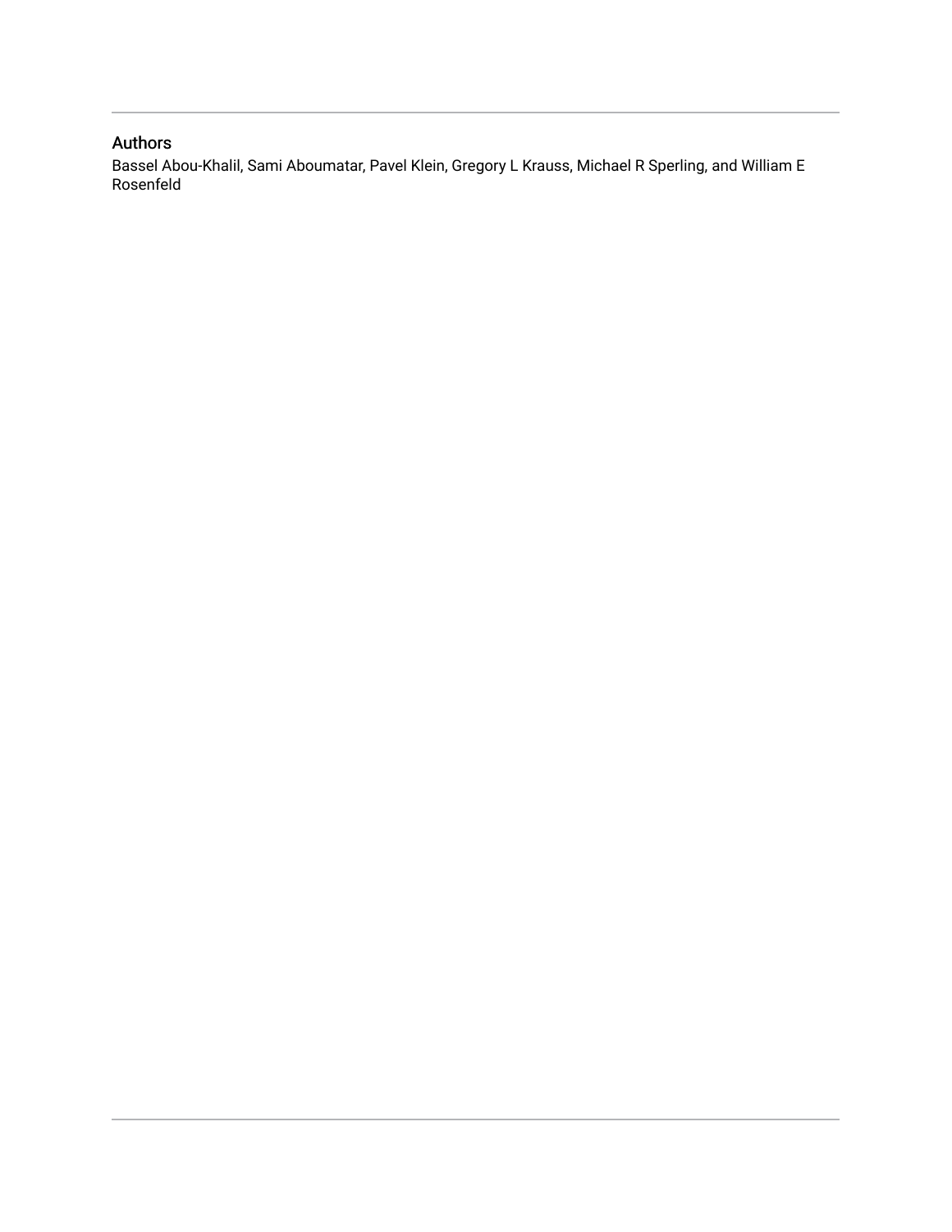## Authors

Bassel Abou-Khalil, Sami Aboumatar, Pavel Klein, Gregory L Krauss, Michael R Sperling, and William E Rosenfeld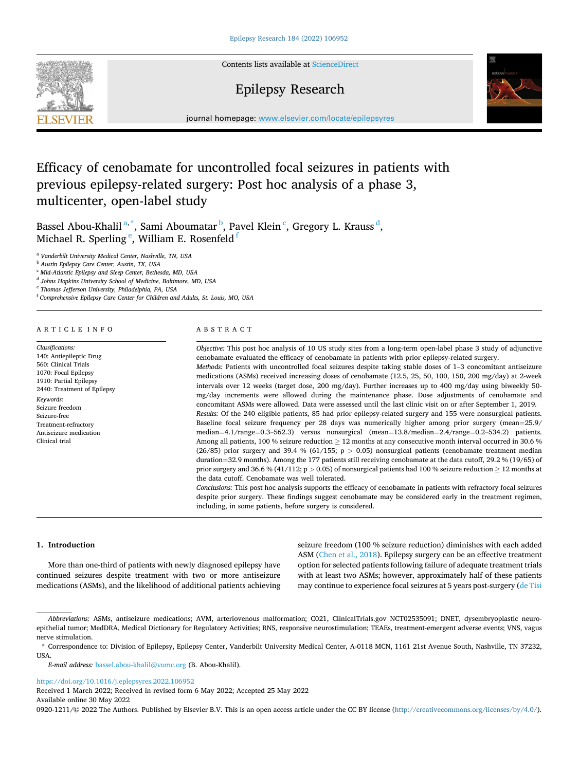# Efficacy of cenobamate for uncontrolled focal seizures in patients with previous epilepsy-related surgery: Post hoc analysis of a phase 3, multicenter, open-label study

Bassel Abou-Khalil[a,*], Sami Aboumatar[b], Pavel Klein[c], Gregory L. Krauss[d], Michael R. Sperling[e], William E. Rosenfeld[f]

[a] Vanderbilt University Medical Center, Nashville, TN, USA
[b] Austin Epilepsy Care Center, Austin, TX, USA
[c] Mid-Atlantic Epilepsy and Sleep Center, Bethesda, MD, USA
[d] Johns Hopkins University School of Medicine, Baltimore, MD, USA
[e] Thomas Jefferson University, Philadelphia, PA, USA
[f] Comprehensive Epilepsy Care Center for Children and Adults, St. Louis, MO, USA

## ARTICLE INFO

*Classifications:*
140: Antiepileptic Drug
560: Clinical Trials
1070: Focal Epilepsy
1910: Partial Epilepsy
2440: Treatment of Epilepsy

*Keywords:*
Seizure freedom
Seizure-free
Treatment-refractory
Antiseizure medication
Clinical trial

## ABSTRACT

*Objective:* This post hoc analysis of 10 US study sites from a long-term open-label phase 3 study of adjunctive cenobamate evaluated the efficacy of cenobamate in patients with prior epilepsy-related surgery.

*Methods:* Patients with uncontrolled focal seizures despite taking stable doses of 1–3 concomitant antiseizure medications (ASMs) received increasing doses of cenobamate (12.5, 25, 50, 100, 150, 200 mg/day) at 2-week intervals over 12 weeks (target dose, 200 mg/day). Further increases up to 400 mg/day using biweekly 50-mg/day increments were allowed during the maintenance phase. Dose adjustments of cenobamate and concomitant ASMs were allowed. Data were assessed until the last clinic visit on or after September 1, 2019.

*Results:* Of the 240 eligible patients, 85 had prior epilepsy-related surgery and 155 were nonsurgical patients. Baseline focal seizure frequency per 28 days was numerically higher among prior surgery (mean=25.9/median=4.1/range=0.3–562.3) versus nonsurgical (mean=13.8/median=2.4/range=0.2–534.2) patients. Among all patients, 100 % seizure reduction ≥ 12 months at any consecutive month interval occurred in 30.6 % (26/85) prior surgery and 39.4 % (61/155; $p > 0.05$) nonsurgical patients (cenobamate treatment median duration=32.9 months). Among the 177 patients still receiving cenobamate at the data cutoff, 29.2 % (19/65) of prior surgery and 36.6 % (41/112; $p > 0.05$) of nonsurgical patients had 100 % seizure reduction ≥ 12 months at the data cutoff. Cenobamate was well tolerated.

*Conclusions:* This post hoc analysis supports the efficacy of cenobamate in patients with refractory focal seizures despite prior surgery. These findings suggest cenobamate may be considered early in the treatment regimen, including, in some patients, before surgery is considered.

## 1. Introduction

More than one-third of patients with newly diagnosed epilepsy have continued seizures despite treatment with two or more antiseizure medications (ASMs), and the likelihood of additional patients achieving seizure freedom (100 % seizure reduction) diminishes with each added ASM (Chen et al., 2018). Epilepsy surgery can be an effective treatment option for selected patients following failure of adequate treatment trials with at least two ASMs; however, approximately half of these patients may continue to experience focal seizures at 5 years post-surgery (de Tisi

*Abbreviations:* ASMs, antiseizure medications; AVM, arteriovenous malformation; C021, ClinicalTrials.gov NCT02535091; DNET, dysembryoplastic neuroepithelial tumor; MedDRA, Medical Dictionary for Regulatory Activities; RNS, responsive neurostimulation; TEAEs, treatment-emergent adverse events; VNS, vagus nerve stimulation.

\* Correspondence to: Division of Epilepsy, Epilepsy Center, Vanderbilt University Medical Center, A-0118 MCN, 1161 21st Avenue South, Nashville, TN 37232, USA.

*E-mail address:* bassel.abou-khalil@vumc.org (B. Abou-Khalil).

https://doi.org/10.1016/j.eplepsyres.2022.106952
Received 1 March 2022; Received in revised form 6 May 2022; Accepted 25 May 2022
Available online 30 May 2022
0920-1211/© 2022 The Authors. Published by Elsevier B.V. This is an open access article under the CC BY license (http://creativecommons.org/licenses/by/4.0/).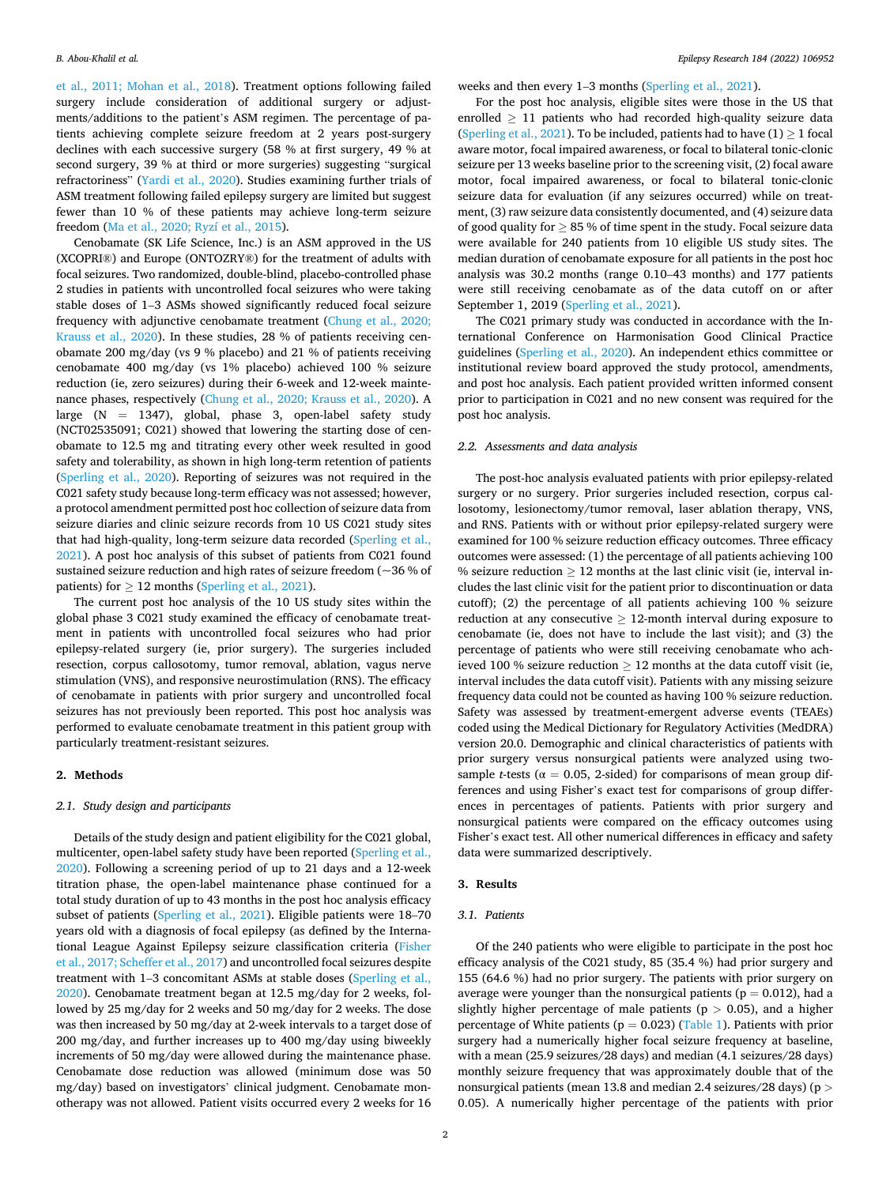et al., 2011; Mohan et al., 2018). Treatment options following failed surgery include consideration of additional surgery or adjustments/additions to the patient's ASM regimen. The percentage of patients achieving complete seizure freedom at 2 years post-surgery declines with each successive surgery (58 % at first surgery, 49 % at second surgery, 39 % at third or more surgeries) suggesting "surgical refractoriness" (Yardi et al., 2020). Studies examining further trials of ASM treatment following failed epilepsy surgery are limited but suggest fewer than 10 % of these patients may achieve long-term seizure freedom (Ma et al., 2020; Ryzí et al., 2015).

Cenobamate (SK Life Science, Inc.) is an ASM approved in the US (XCOPRI®) and Europe (ONTOZRY®) for the treatment of adults with focal seizures. Two randomized, double-blind, placebo-controlled phase 2 studies in patients with uncontrolled focal seizures who were taking stable doses of 1–3 ASMs showed significantly reduced focal seizure frequency with adjunctive cenobamate treatment (Chung et al., 2020; Krauss et al., 2020). In these studies, 28 % of patients receiving cenobamate 200 mg/day (vs 9 % placebo) and 21 % of patients receiving cenobamate 400 mg/day (vs 1% placebo) achieved 100 % seizure reduction (ie, zero seizures) during their 6-week and 12-week maintenance phases, respectively (Chung et al., 2020; Krauss et al., 2020). A large (N = 1347), global, phase 3, open-label safety study (NCT02535091; C021) showed that lowering the starting dose of cenobamate to 12.5 mg and titrating every other week resulted in good safety and tolerability, as shown in high long-term retention of patients (Sperling et al., 2020). Reporting of seizures was not required in the C021 safety study because long-term efficacy was not assessed; however, a protocol amendment permitted post hoc collection of seizure data from seizure diaries and clinic seizure records from 10 US C021 study sites that had high-quality, long-term seizure data recorded (Sperling et al., 2021). A post hoc analysis of this subset of patients from C021 found sustained seizure reduction and high rates of seizure freedom (~36 % of patients) for ≥ 12 months (Sperling et al., 2021).

The current post hoc analysis of the 10 US study sites within the global phase 3 C021 study examined the efficacy of cenobamate treatment in patients with uncontrolled focal seizures who had prior epilepsy-related surgery (ie, prior surgery). The surgeries included resection, corpus callosotomy, tumor removal, ablation, vagus nerve stimulation (VNS), and responsive neurostimulation (RNS). The efficacy of cenobamate in patients with prior surgery and uncontrolled focal seizures has not previously been reported. This post hoc analysis was performed to evaluate cenobamate treatment in this patient group with particularly treatment-resistant seizures.

## 2. Methods

### 2.1. Study design and participants

Details of the study design and patient eligibility for the C021 global, multicenter, open-label safety study have been reported (Sperling et al., 2020). Following a screening period of up to 21 days and a 12-week titration phase, the open-label maintenance phase continued for a total study duration of up to 43 months in the post hoc analysis efficacy subset of patients (Sperling et al., 2021). Eligible patients were 18–70 years old with a diagnosis of focal epilepsy (as defined by the International League Against Epilepsy seizure classification criteria (Fisher et al., 2017; Scheffer et al., 2017) and uncontrolled focal seizures despite treatment with 1–3 concomitant ASMs at stable doses (Sperling et al., 2020). Cenobamate treatment began at 12.5 mg/day for 2 weeks, followed by 25 mg/day for 2 weeks and 50 mg/day for 2 weeks. The dose was then increased by 50 mg/day at 2-week intervals to a target dose of 200 mg/day, and further increases up to 400 mg/day using biweekly increments of 50 mg/day were allowed during the maintenance phase. Cenobamate dose reduction was allowed (minimum dose was 50 mg/day) based on investigators' clinical judgment. Cenobamate monotherapy was not allowed. Patient visits occurred every 2 weeks for 16 weeks and then every 1–3 months (Sperling et al., 2021).

For the post hoc analysis, eligible sites were those in the US that enrolled ≥ 11 patients who had recorded high-quality seizure data (Sperling et al., 2021). To be included, patients had to have (1) ≥ 1 focal aware motor, focal impaired awareness, or focal to bilateral tonic-clonic seizure per 13 weeks baseline prior to the screening visit, (2) focal aware motor, focal impaired awareness, or focal to bilateral tonic-clonic seizure data for evaluation (if any seizures occurred) while on treatment, (3) raw seizure data consistently documented, and (4) seizure data of good quality for ≥ 85 % of time spent in the study. Focal seizure data were available for 240 patients from 10 eligible US study sites. The median duration of cenobamate exposure for all patients in the post hoc analysis was 30.2 months (range 0.10–43 months) and 177 patients were still receiving cenobamate as of the data cutoff on or after September 1, 2019 (Sperling et al., 2021).

The C021 primary study was conducted in accordance with the International Conference on Harmonisation Good Clinical Practice guidelines (Sperling et al., 2020). An independent ethics committee or institutional review board approved the study protocol, amendments, and post hoc analysis. Each patient provided written informed consent prior to participation in C021 and no new consent was required for the post hoc analysis.

### 2.2. Assessments and data analysis

The post-hoc analysis evaluated patients with prior epilepsy-related surgery or no surgery. Prior surgeries included resection, corpus callosotomy, lesionectomy/tumor removal, laser ablation therapy, VNS, and RNS. Patients with or without prior epilepsy-related surgery were examined for 100 % seizure reduction efficacy outcomes. Three efficacy outcomes were assessed: (1) the percentage of all patients achieving 100 % seizure reduction ≥ 12 months at the last clinic visit (ie, interval includes the last clinic visit for the patient prior to discontinuation or data cutoff); (2) the percentage of all patients achieving 100 % seizure reduction at any consecutive ≥ 12-month interval during exposure to cenobamate (ie, does not have to include the last visit); and (3) the percentage of patients who were still receiving cenobamate who achieved 100 % seizure reduction ≥ 12 months at the data cutoff visit (ie, interval includes the data cutoff visit). Patients with any missing seizure frequency data could not be counted as having 100 % seizure reduction. Safety was assessed by treatment-emergent adverse events (TEAEs) coded using the Medical Dictionary for Regulatory Activities (MedDRA) version 20.0. Demographic and clinical characteristics of patients with prior surgery versus nonsurgical patients were analyzed using two-sample *t*-tests ($\alpha = 0.05$, 2-sided) for comparisons of mean group differences and using Fisher's exact test for comparisons of group differences in percentages of patients. Patients with prior surgery and nonsurgical patients were compared on the efficacy outcomes using Fisher's exact test. All other numerical differences in efficacy and safety data were summarized descriptively.

## 3. Results

### 3.1. Patients

Of the 240 patients who were eligible to participate in the post hoc efficacy analysis of the C021 study, 85 (35.4 %) had prior surgery and 155 (64.6 %) had no prior surgery. The patients with prior surgery on average were younger than the nonsurgical patients ($p = 0.012$), had a slightly higher percentage of male patients ($p > 0.05$), and a higher percentage of White patients ($p = 0.023$) (Table 1). Patients with prior surgery had a numerically higher focal seizure frequency at baseline, with a mean (25.9 seizures/28 days) and median (4.1 seizures/28 days) monthly seizure frequency that was approximately double that of the nonsurgical patients (mean 13.8 and median 2.4 seizures/28 days) ($p > 0.05$). A numerically higher percentage of the patients with prior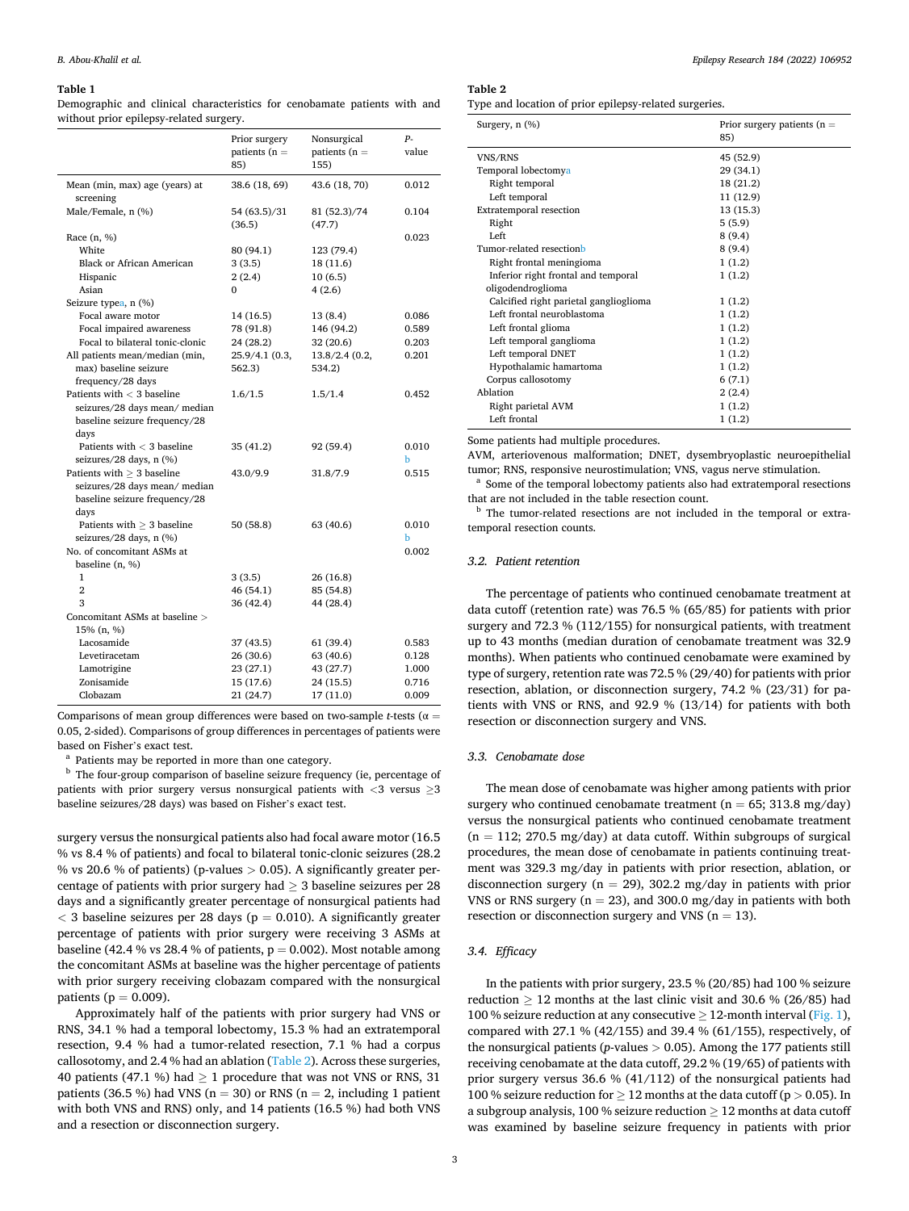**Table 1**

Demographic and clinical characteristics for cenobamate patients with and without prior epilepsy-related surgery.

| | Prior surgery patients (n = 85) | Nonsurgical patients (n = 155) | P-value |
|---|---|---|---|
| Mean (min, max) age (years) at screening | 38.6 (18, 69) | 43.6 (18, 70) | 0.012 |
| Male/Female, n (%) | 54 (63.5)/31 (36.5) | 81 (52.3)/74 (47.7) | 0.104 |
| Race (n, %) | | | 0.023 |
| White | 80 (94.1) | 123 (79.4) | |
| Black or African American | 3 (3.5) | 18 (11.6) | |
| Hispanic | 2 (2.4) | 10 (6.5) | |
| Asian | 0 | 4 (2.6) | |
| Seizure type[a], n (%) | | | |
| Focal aware motor | 14 (16.5) | 13 (8.4) | 0.086 |
| Focal impaired awareness | 78 (91.8) | 146 (94.2) | 0.589 |
| Focal to bilateral tonic-clonic | 24 (28.2) | 32 (20.6) | 0.203 |
| All patients mean/median (min, max) baseline seizure frequency/28 days | 25.9/4.1 (0.3, 562.3) | 13.8/2.4 (0.2, 534.2) | 0.201 |
| Patients with < 3 baseline seizures/28 days mean/ median baseline seizure frequency/28 days | 1.6/1.5 | 1.5/1.4 | 0.452 |
| Patients with < 3 baseline seizures/28 days, n (%) | 35 (41.2) | 92 (59.4) | 0.010 [b] |
| Patients with ≥ 3 baseline seizures/28 days mean/ median baseline seizure frequency/28 days | 43.0/9.9 | 31.8/7.9 | 0.515 |
| Patients with ≥ 3 baseline seizures/28 days, n (%) | 50 (58.8) | 63 (40.6) | 0.010 [b] |
| No. of concomitant ASMs at baseline (n, %) | | | 0.002 |
| 1 | 3 (3.5) | 26 (16.8) | |
| 2 | 46 (54.1) | 85 (54.8) | |
| 3 | 36 (42.4) | 44 (28.4) | |
| Concomitant ASMs at baseline > 15% (n, %) | | | |
| Lacosamide | 37 (43.5) | 61 (39.4) | 0.583 |
| Levetiracetam | 26 (30.6) | 63 (40.6) | 0.128 |
| Lamotrigine | 23 (27.1) | 43 (27.7) | 1.000 |
| Zonisamide | 15 (17.6) | 24 (15.5) | 0.716 |
| Clobazam | 21 (24.7) | 17 (11.0) | 0.009 |

Comparisons of mean group differences were based on two-sample *t*-tests ($\alpha = 0.05$, 2-sided). Comparisons of group differences in percentages of patients were based on Fisher's exact test.

[a] Patients may be reported in more than one category.

[b] The four-group comparison of baseline seizure frequency (ie, percentage of patients with prior surgery versus nonsurgical patients with <3 versus ≥3 baseline seizures/28 days) was based on Fisher's exact test.

surgery versus the nonsurgical patients also had focal aware motor (16.5 % vs 8.4 % of patients) and focal to bilateral tonic-clonic seizures (28.2 % vs 20.6 % of patients) (p-values > 0.05). A significantly greater percentage of patients with prior surgery had ≥ 3 baseline seizures per 28 days and a significantly greater percentage of nonsurgical patients had < 3 baseline seizures per 28 days (p = 0.010). A significantly greater percentage of patients with prior surgery were receiving 3 ASMs at baseline (42.4 % vs 28.4 % of patients, p = 0.002). Most notable among the concomitant ASMs at baseline was the higher percentage of patients with prior surgery receiving clobazam compared with the nonsurgical patients (p = 0.009).

Approximately half of the patients with prior surgery had VNS or RNS, 34.1 % had a temporal lobectomy, 15.3 % had an extratemporal resection, 9.4 % had a tumor-related resection, 7.1 % had a corpus callosotomy, and 2.4 % had an ablation (Table 2). Across these surgeries, 40 patients (47.1 %) had ≥ 1 procedure that was not VNS or RNS, 31 patients (36.5 %) had VNS (n = 29) or RNS (n = 2, including 1 patient with both VNS and RNS) only, and 14 patients (16.5 %) had both VNS and a resection or disconnection surgery.

**Table 2**

Type and location of prior epilepsy-related surgeries.

| Surgery, n (%) | Prior surgery patients (n = 85) |
|---|---|
| VNS/RNS | 45 (52.9) |
| Temporal lobectomy[a] | 29 (34.1) |
| Right temporal | 18 (21.2) |
| Left temporal | 11 (12.9) |
| Extratemporal resection | 13 (15.3) |
| Right | 5 (5.9) |
| Left | 8 (9.4) |
| Tumor-related resection[b] | 8 (9.4) |
| Right frontal meningioma | 1 (1.2) |
| Inferior right frontal and temporal oligodendroglioma | 1 (1.2) |
| Calcified right parietal ganglioglioma | 1 (1.2) |
| Left frontal neuroblastoma | 1 (1.2) |
| Left frontal glioma | 1 (1.2) |
| Left temporal ganglioma | 1 (1.2) |
| Left temporal DNET | 1 (1.2) |
| Hypothalamic hamartoma | 1 (1.2) |
| Corpus callosotomy | 6 (7.1) |
| Ablation | 2 (2.4) |
| Right parietal AVM | 1 (1.2) |
| Left frontal | 1 (1.2) |

Some patients had multiple procedures.

AVM, arteriovenous malformation; DNET, dysembryoplastic neuroepithelial tumor; RNS, responsive neurostimulation; VNS, vagus nerve stimulation.

[a] Some of the temporal lobectomy patients also had extratemporal resections that are not included in the table resection count.

[b] The tumor-related resections are not included in the temporal or extratemporal resection counts.

### 3.2. Patient retention

The percentage of patients who continued cenobamate treatment at data cutoff (retention rate) was 76.5 % (65/85) for patients with prior surgery and 72.3 % (112/155) for nonsurgical patients, with treatment up to 43 months (median duration of cenobamate treatment was 32.9 months). When patients who continued cenobamate were examined by type of surgery, retention rate was 72.5 % (29/40) for patients with prior resection, ablation, or disconnection surgery, 74.2 % (23/31) for patients with VNS or RNS, and 92.9 % (13/14) for patients with both resection or disconnection surgery and VNS.

### 3.3. Cenobamate dose

The mean dose of cenobamate was higher among patients with prior surgery who continued cenobamate treatment (n = 65; 313.8 mg/day) versus the nonsurgical patients who continued cenobamate treatment (n = 112; 270.5 mg/day) at data cutoff. Within subgroups of surgical procedures, the mean dose of cenobamate in patients continuing treatment was 329.3 mg/day in patients with prior resection, ablation, or disconnection surgery (n = 29), 302.2 mg/day in patients with prior VNS or RNS surgery (n = 23), and 300.0 mg/day in patients with both resection or disconnection surgery and VNS (n = 13).

### 3.4. Efficacy

In the patients with prior surgery, 23.5 % (20/85) had 100 % seizure reduction ≥ 12 months at the last clinic visit and 30.6 % (26/85) had 100 % seizure reduction at any consecutive ≥ 12-month interval (Fig. 1), compared with 27.1 % (42/155) and 39.4 % (61/155), respectively, of the nonsurgical patients (*p*-values > 0.05). Among the 177 patients still receiving cenobamate at the data cutoff, 29.2 % (19/65) of patients with prior surgery versus 36.6 % (41/112) of the nonsurgical patients had 100 % seizure reduction for ≥ 12 months at the data cutoff (p > 0.05). In a subgroup analysis, 100 % seizure reduction ≥ 12 months at data cutoff was examined by baseline seizure frequency in patients with prior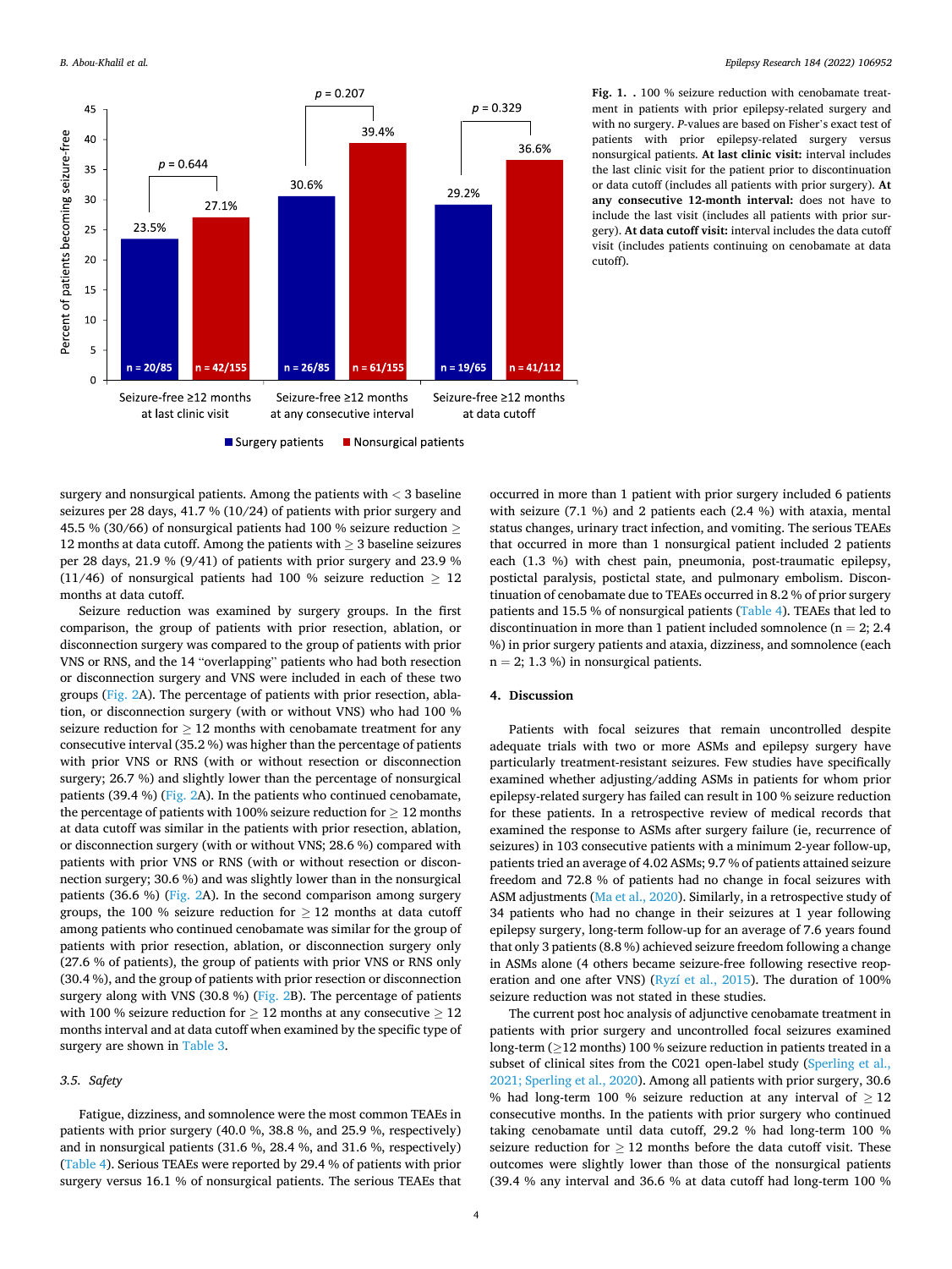**Fig. 1.** . 100 % seizure reduction with cenobamate treatment in patients with prior epilepsy-related surgery and with no surgery. *P*-values are based on Fisher's exact test of patients with prior epilepsy-related surgery versus nonsurgical patients. **At last clinic visit:** interval includes the last clinic visit for the patient prior to discontinuation or data cutoff (includes all patients with prior surgery). **At any consecutive 12-month interval:** does not have to include the last visit (includes all patients with prior surgery). **At data cutoff visit:** interval includes the data cutoff visit (includes patients continuing on cenobamate at data cutoff).

surgery and nonsurgical patients. Among the patients with < 3 baseline seizures per 28 days, 41.7 % (10/24) of patients with prior surgery and 45.5 % (30/66) of nonsurgical patients had 100 % seizure reduction ≥ 12 months at data cutoff. Among the patients with ≥ 3 baseline seizures per 28 days, 21.9 % (9/41) of patients with prior surgery and 23.9 % (11/46) of nonsurgical patients had 100 % seizure reduction ≥ 12 months at data cutoff.

Seizure reduction was examined by surgery groups. In the first comparison, the group of patients with prior resection, ablation, or disconnection surgery was compared to the group of patients with prior VNS or RNS, and the 14 "overlapping" patients who had both resection or disconnection surgery and VNS were included in each of these two groups (Fig. 2A). The percentage of patients with prior resection, ablation, or disconnection surgery (with or without VNS) who had 100 % seizure reduction for ≥ 12 months with cenobamate treatment for any consecutive interval (35.2 %) was higher than the percentage of patients with prior VNS or RNS (with or without resection or disconnection surgery; 26.7 %) and slightly lower than the percentage of nonsurgical patients (39.4 %) (Fig. 2A). In the patients who continued cenobamate, the percentage of patients with 100% seizure reduction ≥ 12 months at data cutoff was similar in the patients with prior resection, ablation, or disconnection surgery (with or without VNS; 28.6 %) compared with patients with prior VNS or RNS (with or without resection or disconnection surgery; 30.6 %) and was slightly lower than in the nonsurgical patients (36.6 %) (Fig. 2A). In the second comparison among surgery groups, the 100 % seizure reduction for ≥ 12 months at data cutoff among patients who continued cenobamate was similar for the group of patients with prior resection, ablation, or disconnection surgery only (27.6 % of patients), the group of patients with prior VNS or RNS only (30.4 %), and the group of patients with prior resection or disconnection surgery along with VNS (30.8 %) (Fig. 2B). The percentage of patients with 100 % seizure reduction for ≥ 12 months at any consecutive ≥ 12 months interval and at data cutoff when examined by the specific type of surgery are shown in Table 3.

### 3.5. Safety

Fatigue, dizziness, and somnolence were the most common TEAEs in patients with prior surgery (40.0 %, 38.8 %, and 25.9 %, respectively) and in nonsurgical patients (31.6 %, 28.4 %, and 31.6 %, respectively) (Table 4). Serious TEAEs were reported by 29.4 % of patients with prior surgery versus 16.1 % of nonsurgical patients. The serious TEAEs that occurred in more than 1 patient with prior surgery included 6 patients with seizure (7.1 %) and 2 patients each (2.4 %) with ataxia, mental status changes, urinary tract infection, and vomiting. The serious TEAEs that occurred in more than 1 nonsurgical patient included 2 patients each (1.3 %) with chest pain, pneumonia, post-traumatic epilepsy, postictal paralysis, postictal state, and pulmonary embolism. Discontinuation of cenobamate due to TEAEs occurred in 8.2 % of prior surgery patients and 15.5 % of nonsurgical patients (Table 4). TEAEs that led to discontinuation in more than 1 patient included somnolence (n = 2; 2.4 %) in prior surgery patients and ataxia, dizziness, and somnolence (each n = 2; 1.3 %) in nonsurgical patients.

## 4. Discussion

Patients with focal seizures that remain uncontrolled despite adequate trials with two or more ASMs and epilepsy surgery have particularly treatment-resistant seizures. Few studies have specifically examined whether adjusting/adding ASMs in patients for whom prior epilepsy-related surgery has failed can result in 100 % seizure reduction for these patients. In a retrospective review of medical records that examined the response to ASMs after surgery failure (ie, recurrence of seizures) in 103 consecutive patients with a minimum 2-year follow-up, patients tried an average of 4.02 ASMs; 9.7 % of patients attained seizure freedom and 72.8 % of patients had no change in focal seizures with ASM adjustments (Ma et al., 2020). Similarly, in a retrospective study of 34 patients who had no change in their seizures at 1 year following epilepsy surgery, long-term follow-up for an average of 7.6 years found that only 3 patients (8.8 %) achieved seizure freedom following a change in ASMs alone (4 others became seizure-free following resective reoperation and one after VNS) (Ryzí et al., 2015). The duration of 100% seizure reduction was not stated in these studies.

The current post hoc analysis of adjunctive cenobamate treatment in patients with prior surgery and uncontrolled focal seizures examined long-term (≥12 months) 100 % seizure reduction in patients treated in a subset of clinical sites from the C021 open-label study (Sperling et al., 2021; Sperling et al., 2020). Among all patients with prior surgery, 30.6 % had long-term 100 % seizure reduction at any interval of ≥ 12 consecutive months. In the patients with prior surgery who continued taking cenobamate until data cutoff, 29.2 % had long-term 100 % seizure reduction for ≥ 12 months before the data cutoff visit. These outcomes were slightly lower than those of the nonsurgical patients (39.4 % any interval and 36.6 % at data cutoff had long-term 100 %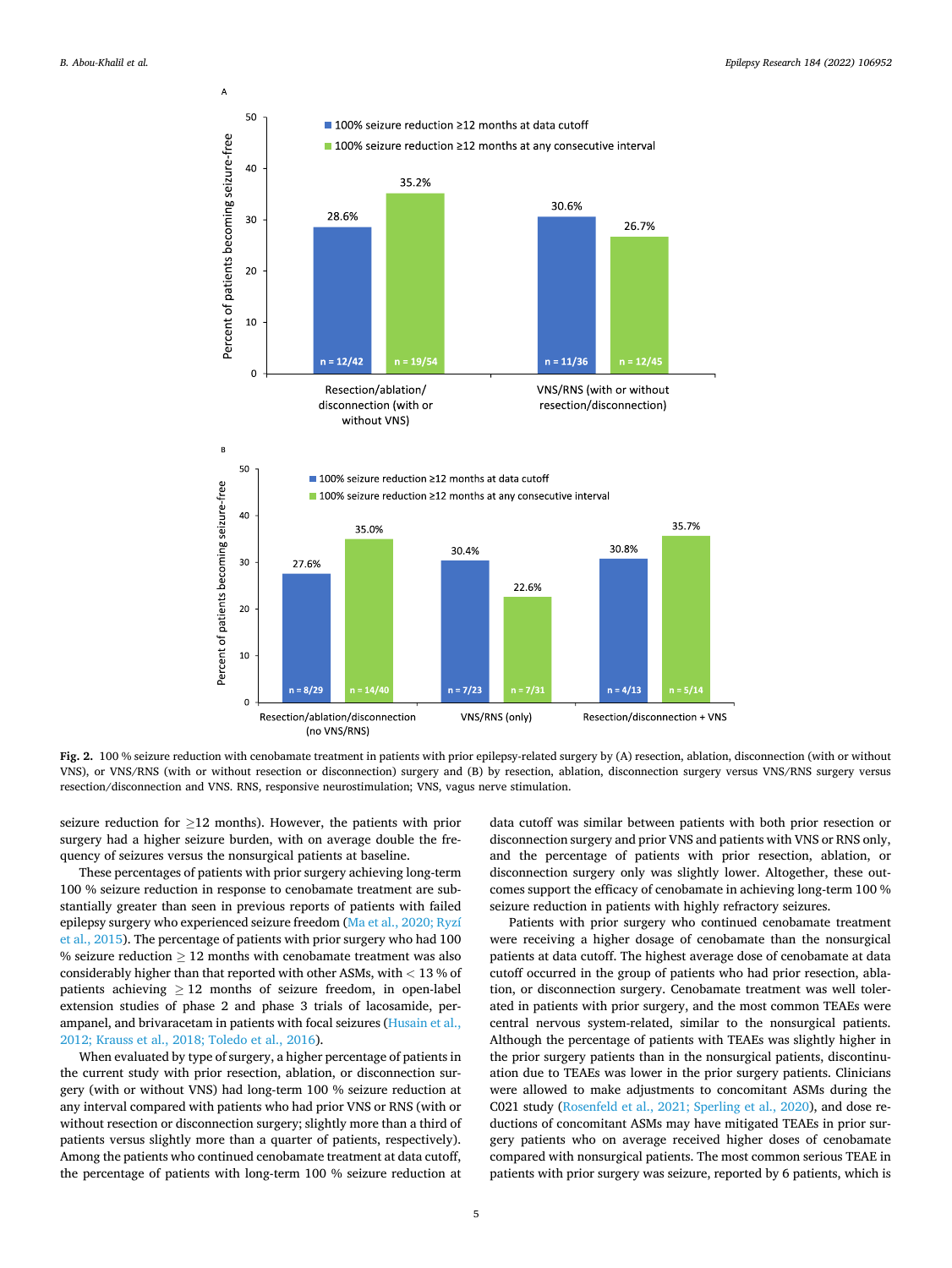**Fig. 2.** 100 % seizure reduction with cenobamate treatment in patients with prior epilepsy-related surgery by (A) resection, ablation, disconnection (with or without VNS), or VNS/RNS (with or without resection or disconnection) surgery and (B) by resection, ablation, disconnection surgery versus VNS/RNS surgery versus resection/disconnection and VNS. RNS, responsive neurostimulation; VNS, vagus nerve stimulation.

seizure reduction for ≥12 months). However, the patients with prior surgery had a higher seizure burden, with on average double the frequency of seizures versus the nonsurgical patients at baseline.

These percentages of patients with prior surgery achieving long-term 100 % seizure reduction in response to cenobamate treatment are substantially greater than seen in previous reports of patients with failed epilepsy surgery who experienced seizure freedom (Ma et al., 2020; Ryzí et al., 2015). The percentage of patients with prior surgery who had 100 % seizure reduction ≥ 12 months with cenobamate treatment was also considerably higher than that reported with other ASMs, with < 13 % of patients achieving ≥ 12 months of seizure freedom, in open-label extension studies of phase 2 and phase 3 trials of lacosamide, perampanel, and brivaracetam in patients with focal seizures (Husain et al., 2012; Krauss et al., 2018; Toledo et al., 2016).

When evaluated by type of surgery, a higher percentage of patients in the current study with prior resection, ablation, or disconnection surgery (with or without VNS) had long-term 100 % seizure reduction at any interval compared with patients who had prior VNS or RNS (with or without resection or disconnection surgery; slightly more than a third of patients versus slightly more than a quarter of patients, respectively). Among the patients who continued cenobamate treatment at data cutoff, the percentage of patients with long-term 100 % seizure reduction at data cutoff was similar between patients with both prior resection or disconnection surgery and prior VNS and patients with VNS or RNS only, and the percentage of patients with prior resection, ablation, or disconnection surgery only was slightly lower. Altogether, these outcomes support the efficacy of cenobamate in achieving long-term 100 % seizure reduction in patients with highly refractory seizures.

Patients with prior surgery who continued cenobamate treatment were receiving a higher dosage of cenobamate than the nonsurgical patients at data cutoff. The highest average dose of cenobamate at data cutoff occurred in the group of patients who had prior resection, ablation, or disconnection surgery. Cenobamate treatment was well tolerated in patients with prior surgery, and the most common TEAEs were central nervous system-related, similar to the nonsurgical patients. Although the percentage of patients with TEAEs was slightly higher in the prior surgery patients than in the nonsurgical patients, discontinuation due to TEAEs was lower in the prior surgery patients. Clinicians were allowed to make adjustments to concomitant ASMs during the C021 study (Rosenfeld et al., 2021; Sperling et al., 2020), and dose reductions of concomitant ASMs may have mitigated TEAEs in prior surgery patients who on average received higher doses of cenobamate compared with nonsurgical patients. The most common serious TEAE in patients with prior surgery was seizure, reported by 6 patients, which is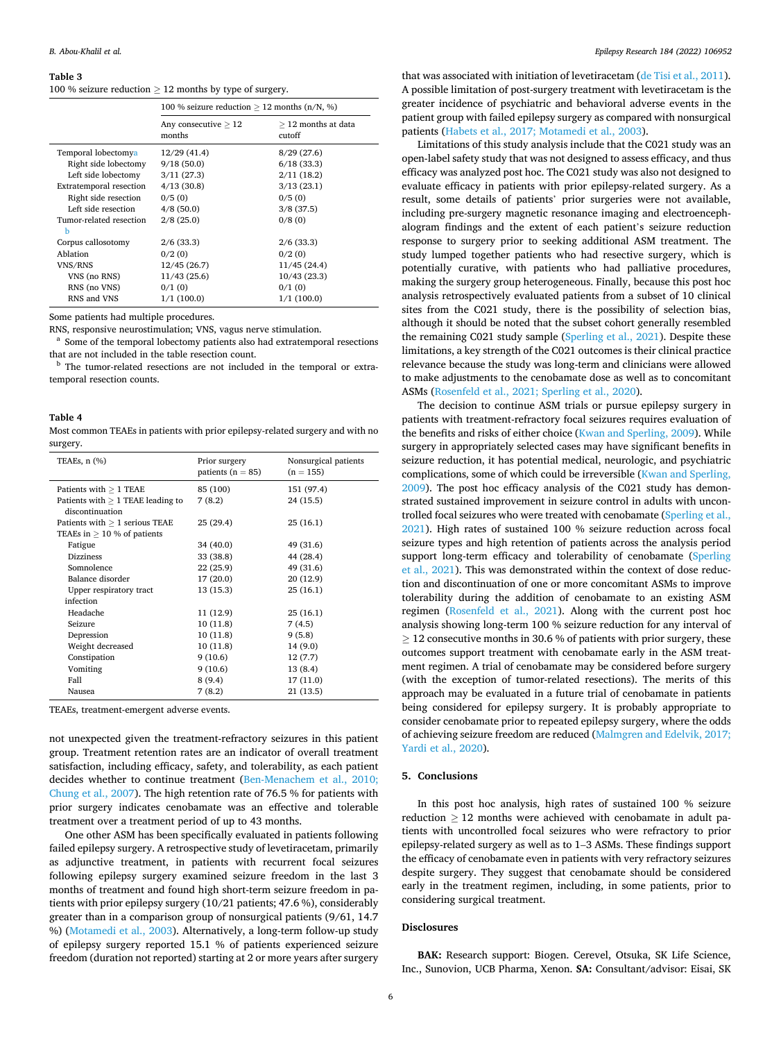**Table 3**
100 % seizure reduction ≥ 12 months by type of surgery.

| | 100 % seizure reduction ≥ 12 months (n/N, %) | |
|---|---|---|
| | Any consecutive ≥ 12 months | ≥ 12 months at data cutoff |
| Temporal lobectomy[a] | 12/29 (41.4) | 8/29 (27.6) |
| Right side lobectomy | 9/18 (50.0) | 6/18 (33.3) |
| Left side lobectomy | 3/11 (27.3) | 2/11 (18.2) |
| Extratemporal resection | 4/13 (30.8) | 3/13 (23.1) |
| Right side resection | 0/5 (0) | 0/5 (0) |
| Left side resection | 4/8 (50.0) | 3/8 (37.5) |
| Tumor-related resection [b] | 2/8 (25.0) | 0/8 (0) |
| Corpus callosotomy | 2/6 (33.3) | 2/6 (33.3) |
| Ablation | 0/2 (0) | 0/2 (0) |
| VNS/RNS | 12/45 (26.7) | 11/45 (24.4) |
| VNS (no RNS) | 11/43 (25.6) | 10/43 (23.3) |
| RNS (no VNS) | 0/1 (0) | 0/1 (0) |
| RNS and VNS | 1/1 (100.0) | 1/1 (100.0) |

Some patients had multiple procedures.
RNS, responsive neurostimulation; VNS, vagus nerve stimulation.
[a] Some of the temporal lobectomy patients also had extratemporal resections that are not included in the table resection count.
[b] The tumor-related resections are not included in the temporal or extratemporal resection counts.

**Table 4**
Most common TEAEs in patients with prior epilepsy-related surgery and with no surgery.

| TEAEs, n (%) | Prior surgery patients (n = 85) | Nonsurgical patients (n = 155) |
|---|---|---|
| Patients with ≥ 1 TEAE | 85 (100) | 151 (97.4) |
| Patients with ≥ 1 TEAE leading to discontinuation | 7 (8.2) | 24 (15.5) |
| Patients with ≥ 1 serious TEAE | 25 (29.4) | 25 (16.1) |
| TEAEs in ≥ 10 % of patients | | |
| Fatigue | 34 (40.0) | 49 (31.6) |
| Dizziness | 33 (38.8) | 44 (28.4) |
| Somnolence | 22 (25.9) | 49 (31.6) |
| Balance disorder | 17 (20.0) | 20 (12.9) |
| Upper respiratory tract infection | 13 (15.3) | 25 (16.1) |
| Headache | 11 (12.9) | 25 (16.1) |
| Seizure | 10 (11.8) | 7 (4.5) |
| Depression | 10 (11.8) | 9 (5.8) |
| Weight decreased | 10 (11.8) | 14 (9.0) |
| Constipation | 9 (10.6) | 12 (7.7) |
| Vomiting | 9 (10.6) | 13 (8.4) |
| Fall | 8 (9.4) | 17 (11.0) |
| Nausea | 7 (8.2) | 21 (13.5) |

TEAEs, treatment-emergent adverse events.

not unexpected given the treatment-refractory seizures in this patient group. Treatment retention rates are an indicator of overall treatment satisfaction, including efficacy, safety, and tolerability, as each patient decides whether to continue treatment (Ben-Menachem et al., 2010; Chung et al., 2007). The high retention rate of 76.5 % for patients with prior surgery indicates cenobamate was an effective and tolerable treatment over a treatment period of up to 43 months.

One other ASM has been specifically evaluated in patients following failed epilepsy surgery. A retrospective study of levetiracetam, primarily as adjunctive treatment, in patients with recurrent focal seizures following epilepsy surgery examined seizure freedom in the last 3 months of treatment and found high short-term seizure freedom in patients with prior epilepsy surgery (10/21 patients; 47.6 %), considerably greater than in a comparison group of nonsurgical patients (9/61, 14.7 %) (Motamedi et al., 2003). Alternatively, a long-term follow-up study of epilepsy surgery reported 15.1 % of patients experienced seizure freedom (duration not reported) starting at 2 or more years after surgery that was associated with initiation of levetiracetam (de Tisi et al., 2011). A possible limitation of post-surgery treatment with levetiracetam is the greater incidence of psychiatric and behavioral adverse events in the patient group with failed epilepsy surgery as compared with nonsurgical patients (Habets et al., 2017; Motamedi et al., 2003).

Limitations of this study analysis include that the C021 study was an open-label safety study that was not designed to assess efficacy, and thus efficacy was analyzed post hoc. The C021 study was also not designed to evaluate efficacy in patients with prior epilepsy-related surgery. As a result, some details of patients' prior surgeries were not available, including pre-surgery magnetic resonance imaging and electroencephalogram findings and the extent of each patient's seizure reduction response to surgery prior to seeking additional ASM treatment. The study lumped together patients who had resective surgery, which is potentially curative, with patients who had palliative procedures, making the surgery group heterogeneous. Finally, because this post hoc analysis retrospectively evaluated patients from a subset of 10 clinical sites from the C021 study, there is the possibility of selection bias, although it should be noted that the subset cohort generally resembled the remaining C021 study sample (Sperling et al., 2021). Despite these limitations, a key strength of the C021 outcomes is their clinical practice relevance because the study was long-term and clinicians were allowed to make adjustments to the cenobamate dose as well as to concomitant ASMs (Rosenfeld et al., 2021; Sperling et al., 2020).

The decision to continue ASM trials or pursue epilepsy surgery in patients with treatment-refractory focal seizures requires evaluation of the benefits and risks of either choice (Kwan and Sperling, 2009). While surgery in appropriately selected cases may have significant benefits in seizure reduction, it has potential medical, neurologic, and psychiatric complications, some of which could be irreversible (Kwan and Sperling, 2009). The post hoc efficacy analysis of the C021 study has demonstrated sustained improvement in seizure control in adults with uncontrolled focal seizures who were treated with cenobamate (Sperling et al., 2021). High rates of sustained 100 % seizure reduction across focal seizure types and high retention of patients across the analysis period support long-term efficacy and tolerability of cenobamate (Sperling et al., 2021). This was demonstrated within the context of dose reduction and discontinuation of one or more concomitant ASMs to improve tolerability during the addition of cenobamate to an existing ASM regimen (Rosenfeld et al., 2021). Along with the current post hoc analysis showing long-term 100 % seizure reduction for any interval of ≥ 12 consecutive months in 30.6 % of patients with prior surgery, these outcomes support treatment with cenobamate early in the ASM treatment regimen. A trial of cenobamate may be considered before surgery (with the exception of tumor-related resections). The merits of this approach may be evaluated in a future trial of cenobamate in patients being considered for epilepsy surgery. It is probably appropriate to consider cenobamate prior to repeated epilepsy surgery, where the odds of achieving seizure freedom are reduced (Malmgren and Edelvik, 2017; Yardi et al., 2020).

## 5. Conclusions

In this post hoc analysis, high rates of sustained 100 % seizure reduction ≥ 12 months were achieved with cenobamate in adult patients with uncontrolled focal seizures who were refractory to prior epilepsy-related surgery as well as to 1–3 ASMs. These findings support the efficacy of cenobamate even in patients with very refractory seizures despite surgery. They suggest that cenobamate should be considered early in the treatment regimen, including, in some patients, prior to considering surgical treatment.

## Disclosures

**BAK:** Research support: Biogen. Cerevel, Otsuka, SK Life Science, Inc., Sunovion, UCB Pharma, Xenon. **SA:** Consultant/advisor: Eisai, SK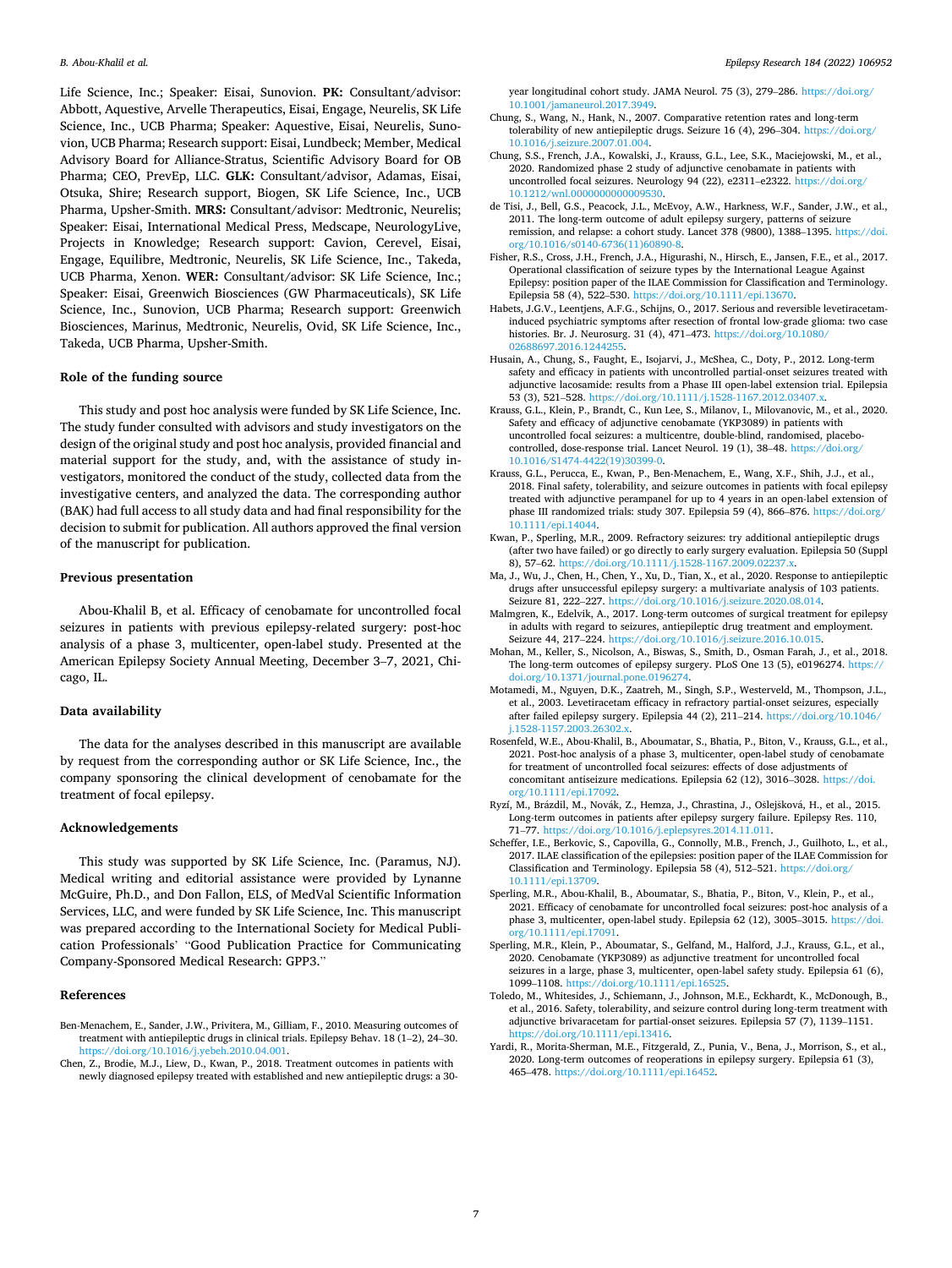Life Science, Inc.; Speaker: Eisai, Sunovion. **PK:** Consultant/advisor: Abbott, Aquestive, Arvelle Therapeutics, Eisai, Engage, Neurelis, SK Life Science, Inc., UCB Pharma; Speaker: Aquestive, Eisai, Neurelis, Sunovion, UCB Pharma; Research support: Eisai, Lundbeck; Member, Medical Advisory Board for Alliance-Stratus, Scientific Advisory Board for OB Pharma; CEO, PrevEp, LLC. **GLK:** Consultant/advisor, Adamas, Eisai, Otsuka, Shire; Research support, Biogen, SK Life Science, Inc., UCB Pharma, Upsher-Smith. **MRS:** Consultant/advisor: Medtronic, Neurelis; Speaker: Eisai, International Medical Press, Medscape, NeurologyLive, Projects in Knowledge; Research support: Cavion, Cerevel, Eisai, Engage, Equilibre, Medtronic, Neurelis, SK Life Science, Inc., Takeda, UCB Pharma, Xenon. **WER:** Consultant/advisor: SK Life Science, Inc.; Speaker: Eisai, Greenwich Biosciences (GW Pharmaceuticals), SK Life Science, Inc., Sunovion, UCB Pharma; Research support: Greenwich Biosciences, Marinus, Medtronic, Neurelis, Ovid, SK Life Science, Inc., Takeda, UCB Pharma, Upsher-Smith.

### Role of the funding source

This study and post hoc analysis were funded by SK Life Science, Inc. The study funder consulted with advisors and study investigators on the design of the original study and post hoc analysis, provided financial and material support for the study, and, with the assistance of study investigators, monitored the conduct of the study, collected data from the investigative centers, and analyzed the data. The corresponding author (BAK) had full access to all study data and had final responsibility for the decision to submit for publication. All authors approved the final version of the manuscript for publication.

### Previous presentation

Abou-Khalil B, et al. Efficacy of cenobamate for uncontrolled focal seizures in patients with previous epilepsy-related surgery: post-hoc analysis of a phase 3, multicenter, open-label study. Presented at the American Epilepsy Society Annual Meeting, December 3–7, 2021, Chicago, IL.

### Data availability

The data for the analyses described in this manuscript are available by request from the corresponding author or SK Life Science, Inc., the company sponsoring the clinical development of cenobamate for the treatment of focal epilepsy.

### Acknowledgements

This study was supported by SK Life Science, Inc. (Paramus, NJ). Medical writing and editorial assistance were provided by Lynanne McGuire, Ph.D., and Don Fallon, ELS, of MedVal Scientific Information Services, LLC, and were funded by SK Life Science, Inc. This manuscript was prepared according to the International Society for Medical Publication Professionals' "Good Publication Practice for Communicating Company-Sponsored Medical Research: GPP3."

### References

Ben-Menachem, E., Sander, J.W., Privitera, M., Gilliam, F., 2010. Measuring outcomes of treatment with antiepileptic drugs in clinical trials. Epilepsy Behav. 18 (1–2), 24–30. https://doi.org/10.1016/j.yebeh.2010.04.001.

Chen, Z., Brodie, M.J., Liew, D., Kwan, P., 2018. Treatment outcomes in patients with newly diagnosed epilepsy treated with established and new antiepileptic drugs: a 30-year longitudinal cohort study. JAMA Neurol. 75 (3), 279–286. https://doi.org/10.1001/jamaneurol.2017.3949.

Chung, S., Wang, N., Hank, N., 2007. Comparative retention rates and long-term tolerability of new antiepileptic drugs. Seizure 16 (4), 296–304. https://doi.org/10.1016/j.seizure.2007.01.004.

Chung, S.S., French, J.A., Kowalski, J., Krauss, G.L., Lee, S.K., Maciejowski, M., et al., 2020. Randomized phase 2 study of adjunctive cenobamate in patients with uncontrolled focal seizures. Neurology 94 (22), e2311–e2322. https://doi.org/10.1212/wnl.0000000000009530.

de Tisi, J., Bell, G.S., Peacock, J.L., McEvoy, A.W., Harkness, W.F., Sander, J.W., et al., 2011. The long-term outcome of adult epilepsy surgery, patterns of seizure remission, and relapse: a cohort study. Lancet 378 (9800), 1388–1395. https://doi.org/10.1016/s0140-6736(11)60890-8.

Fisher, R.S., Cross, J.H., French, J.A., Higurashi, N., Hirsch, E., Jansen, F.E., et al., 2017. Operational classification of seizure types by the International League Against Epilepsy: position paper of the ILAE Commission for Classification and Terminology. Epilepsia 58 (4), 522–530. https://doi.org/10.1111/epi.13670.

Habets, J.G.V., Leentjens, A.F.G., Schijns, O., 2017. Serious and reversible levetiracetam-induced psychiatric symptoms after resection of frontal low-grade glioma: two case histories. Br. J. Neurosurg. 31 (4), 471–473. https://doi.org/10.1080/02688697.2016.1244255.

Husain, A., Chung, S., Faught, E., Isojarvi, J., McShea, C., Doty, P., 2012. Long-term safety and efficacy in patients with uncontrolled partial-onset seizures treated with adjunctive lacosamide: results from a Phase III open-label extension trial. Epilepsia 53 (3), 521–528. https://doi.org/10.1111/j.1528-1167.2012.03407.x.

Krauss, G.L., Klein, P., Brandt, C., Kun Lee, S., Milanov, I., Milovanovic, M., et al., 2020. Safety and efficacy of adjunctive cenobamate (YKP3089) in patients with uncontrolled focal seizures: a multicentre, double-blind, randomised, placebo-controlled, dose-response trial. Lancet Neurol. 19 (1), 38–48. https://doi.org/10.1016/S1474-4422(19)30399-0.

Krauss, G.L., Perucca, E., Kwan, P., Ben-Menachem, E., Wang, X.F., Shih, J.J., et al., 2018. Final safety, tolerability, and seizure outcomes in patients with focal epilepsy treated with adjunctive perampanel for up to 4 years in an open-label extension of phase III randomized trials: study 307. Epilepsia 59 (4), 866–876. https://doi.org/10.1111/epi.14044.

Kwan, P., Sperling, M.R., 2009. Refractory seizures: try additional antiepileptic drugs (after two have failed) or go directly to early surgery evaluation. Epilepsia 50 (Suppl 8), 57–62. https://doi.org/10.1111/j.1528-1167.2009.02237.x.

Ma, J., Wu, J., Chen, H., Chen, Y., Xu, D., Tian, X., et al., 2020. Response to antiepileptic drugs after unsuccessful epilepsy surgery: a multivariate analysis of 103 patients. Seizure 81, 222–227. https://doi.org/10.1016/j.seizure.2020.08.014.

Malmgren, K., Edelvik, A., 2017. Long-term outcomes of surgical treatment for epilepsy in adults with regard to seizures, antiepileptic drug treatment and employment. Seizure 44, 217–224. https://doi.org/10.1016/j.seizure.2016.10.015.

Mohan, M., Keller, S., Nicolson, A., Biswas, S., Smith, D., Osman Farah, J., et al., 2018. The long-term outcomes of epilepsy surgery. PLoS One 13 (5), e0196274. https://doi.org/10.1371/journal.pone.0196274.

Motamedi, M., Nguyen, D.K., Zaatreh, M., Singh, S.P., Westerveld, M., Thompson, J.L., et al., 2003. Levetiracetam efficacy in refractory partial-onset seizures, especially after failed epilepsy surgery. Epilepsia 44 (2), 211–214. https://doi.org/10.1046/j.1528-1157.2003.26302.x.

Rosenfeld, W.E., Abou-Khalil, B., Aboumatar, S., Bhatia, P., Biton, V., Krauss, G.L., et al., 2021. Post-hoc analysis of a phase 3, multicenter, open-label study of cenobamate for treatment of uncontrolled focal seizures: effects of dose adjustments of concomitant antiseizure medications. Epilepsia 62 (12), 3016–3028. https://doi.org/10.1111/epi.17092.

Ryzí, M., Brázdil, M., Novák, Z., Hemza, J., Chrastina, J., Oslejšková, H., et al., 2015. Long-term outcomes in patients after epilepsy surgery failure. Epilepsy Res. 110, 71–77. https://doi.org/10.1016/j.eplepsyres.2014.11.011.

Scheffer, I.E., Berkovic, S., Capovilla, G., Connolly, M.B., French, J., Guilhoto, L., et al., 2017. ILAE classification of the epilepsies: position paper of the ILAE Commission for Classification and Terminology. Epilepsia 58 (4), 512–521. https://doi.org/10.1111/epi.13709.

Sperling, M.R., Abou-Khalil, B., Aboumatar, S., Bhatia, P., Biton, V., Klein, P., et al., 2021. Efficacy of cenobamate for uncontrolled focal seizures: post-hoc analysis of a phase 3, multicenter, open-label study. Epilepsia 62 (12), 3005–3015. https://doi.org/10.1111/epi.17091.

Sperling, M.R., Klein, P., Aboumatar, S., Gelfand, M., Halford, J.J., Krauss, G.L., et al., 2020. Cenobamate (YKP3089) as adjunctive treatment for uncontrolled focal seizures in a large, phase 3, multicenter, open-label safety study. Epilepsia 61 (6), 1099–1108. https://doi.org/10.1111/epi.16525.

Toledo, M., Whitesides, J., Schiemann, J., Johnson, M.E., Eckhardt, K., McDonough, B., et al., 2016. Safety, tolerability, and seizure control during long-term treatment with adjunctive brivaracetam for partial-onset seizures. Epilepsia 57 (7), 1139–1151. https://doi.org/10.1111/epi.13416.

Yardi, R., Morita-Sherman, M.E., Fitzgerald, Z., Punia, V., Bena, J., Morrison, S., et al., 2020. Long-term outcomes of reoperations in epilepsy surgery. Epilepsia 61 (3), 465–478. https://doi.org/10.1111/epi.16452.